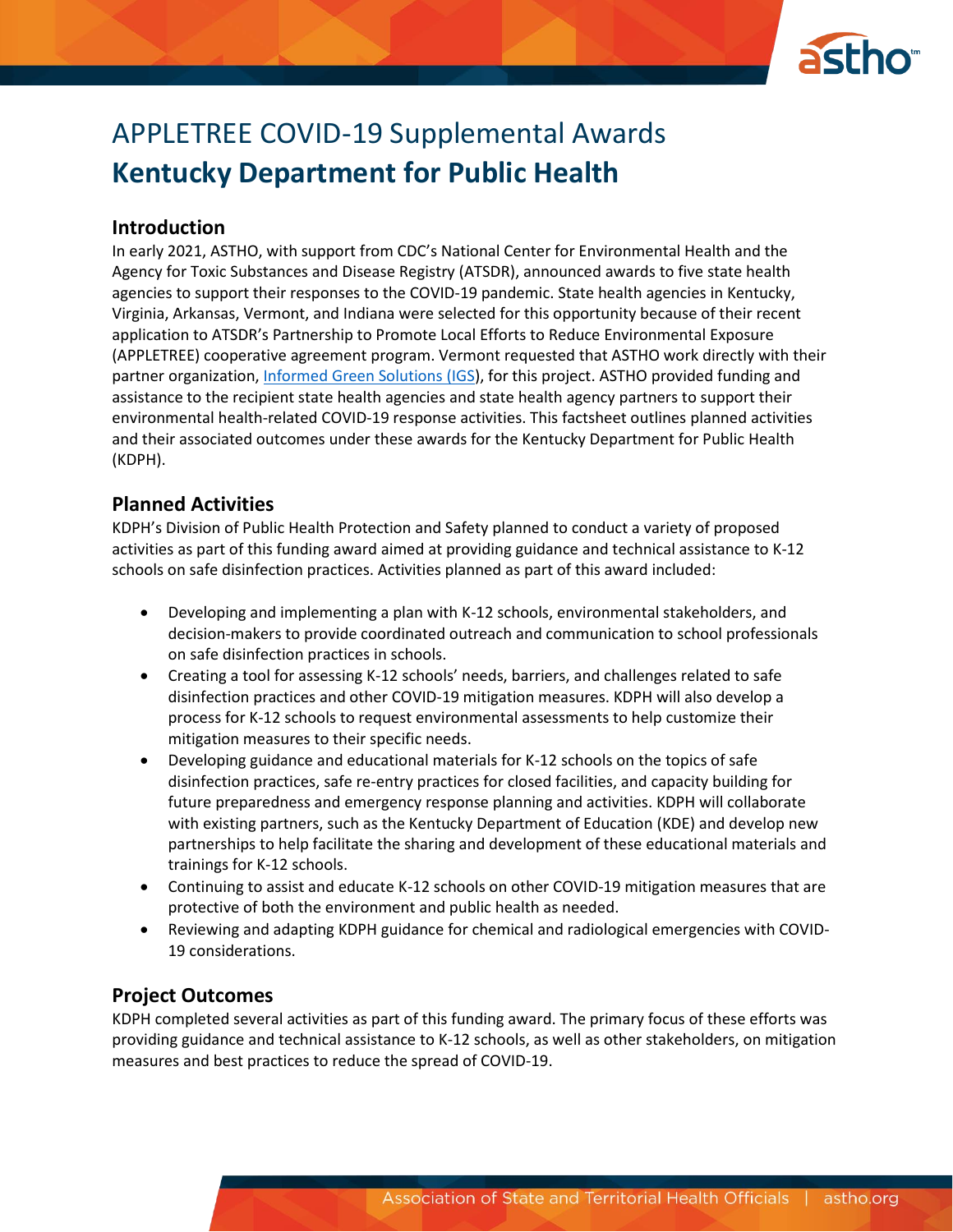# APPLETREE COVID-19 Supplemental Awards

# **Kentucky Department for Public Health**

## Introduction

In early 2021, ASTHO, with support from CDC's National Center for Environmental Health and the Agency for Toxic Substances and Disease Registry (ATSDR), announced awards to five state health agencies to support their responses to the COVID-19 pandemic. State health agencies in Kentucky, Virginia, Arkansas, Vermont, and Indiana were selected for this opportunity because of their recent application to ATSDR's Partnership to Promote Local Efforts to Reduce Environmental Exposure (APPLETREE) cooperative agreement program. Vermont requested that ASTHO work directly with their partner organization, [Informed Green Solutions (IGS)](), for this project. ASTHO provided funding and assistance to the recipient state health agencies and state health agency partners to support their environmental health-related COVID-19 response activities. This factsheet outlines planned activities and their associated outcomes under these awards for the Kentucky Department for Public Health (KDPH).

## Planned Activities

KDPH's Division of Public Health Protection and Safety planned to conduct a variety of proposed activities as part of this funding award aimed at providing guidance and technical assistance to K-12 schools on safe disinfection practices. Activities planned as part of this award included:

- Developing and implementing a plan with K-12 schools, environmental stakeholders, and decision-makers to provide coordinated outreach and communication to school professionals on safe disinfection practices in schools.
- Creating a tool for assessing K-12 schools' needs, barriers, and challenges related to safe disinfection practices and other COVID-19 mitigation measures. KDPH will also develop a process for K-12 schools to request environmental assessments to help customize their mitigation measures to their specific needs.
- Developing guidance and educational materials for K-12 schools on the topics of safe disinfection practices, safe re-entry practices for closed facilities, and capacity building for future preparedness and emergency response planning and activities. KDPH will collaborate with existing partners, such as the Kentucky Department of Education (KDE) and develop new partnerships to help facilitate the sharing and development of these educational materials and trainings for K-12 schools.
- Continuing to assist and educate K-12 schools on other COVID-19 mitigation measures that are protective of both the environment and public health as needed.
- Reviewing and adapting KDPH guidance for chemical and radiological emergencies with COVID-19 considerations.

## Project Outcomes

KDPH completed several activities as part of this funding award. The primary focus of these efforts was providing guidance and technical assistance to K-12 schools, as well as other stakeholders, on mitigation measures and best practices to reduce the spread of COVID-19.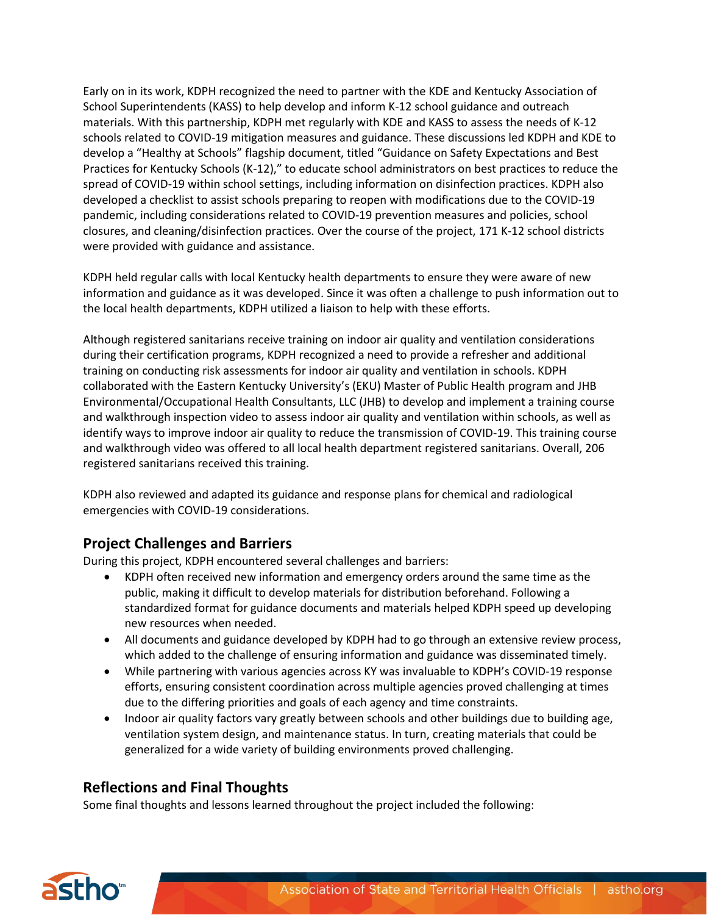Early on in its work, KDPH recognized the need to partner with the KDE and Kentucky Association of School Superintendents (KASS) to help develop and inform K-12 school guidance and outreach materials. With this partnership, KDPH met regularly with KDE and KASS to assess the needs of K-12 schools related to COVID-19 mitigation measures and guidance. These discussions led KDPH and KDE to develop a "Healthy at Schools" flagship document, titled "Guidance on Safety Expectations and Best Practices for Kentucky Schools (K-12)," to educate school administrators on best practices to reduce the spread of COVID-19 within school settings, including information on disinfection practices. KDPH also developed a checklist to assist schools preparing to reopen with modifications due to the COVID-19 pandemic, including considerations related to COVID-19 prevention measures and policies, school closures, and cleaning/disinfection practices. Over the course of the project, 171 K-12 school districts were provided with guidance and assistance.

KDPH held regular calls with local Kentucky health departments to ensure they were aware of new information and guidance as it was developed. Since it was often a challenge to push information out to the local health departments, KDPH utilized a liaison to help with these efforts.

Although registered sanitarians receive training on indoor air quality and ventilation considerations during their certification programs, KDPH recognized a need to provide a refresher and additional training on conducting risk assessments for indoor air quality and ventilation in schools. KDPH collaborated with the Eastern Kentucky University's (EKU) Master of Public Health program and JHB Environmental/Occupational Health Consultants, LLC (JHB) to develop and implement a training course and walkthrough inspection video to assess indoor air quality and ventilation within schools, as well as identify ways to improve indoor air quality to reduce the transmission of COVID-19. This training course and walkthrough video was offered to all local health department registered sanitarians. Overall, 206 registered sanitarians received this training.

KDPH also reviewed and adapted its guidance and response plans for chemical and radiological emergencies with COVID-19 considerations.

## Project Challenges and Barriers

During this project, KDPH encountered several challenges and barriers:

- KDPH often received new information and emergency orders around the same time as the public, making it difficult to develop materials for distribution beforehand. Following a standardized format for guidance documents and materials helped KDPH speed up developing new resources when needed.
- All documents and guidance developed by KDPH had to go through an extensive review process, which added to the challenge of ensuring information and guidance was disseminated timely.
- While partnering with various agencies across KY was invaluable to KDPH's COVID-19 response efforts, ensuring consistent coordination across multiple agencies proved challenging at times due to the differing priorities and goals of each agency and time constraints.
- Indoor air quality factors vary greatly between schools and other buildings due to building age, ventilation system design, and maintenance status. In turn, creating materials that could be generalized for a wide variety of building environments proved challenging.

## Reflections and Final Thoughts

Some final thoughts and lessons learned throughout the project included the following: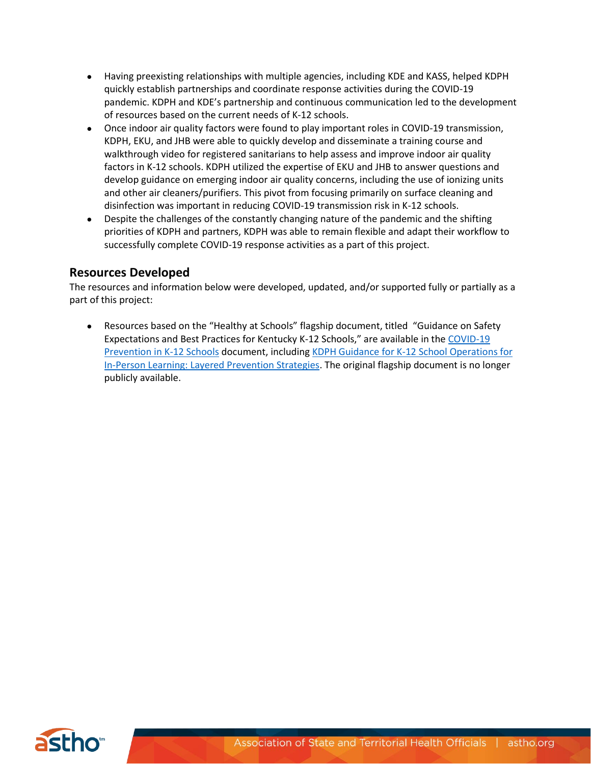- Having preexisting relationships with multiple agencies, including KDE and KASS, helped KDPH quickly establish partnerships and coordinate response activities during the COVID-19 pandemic. KDPH and KDE's partnership and continuous communication led to the development of resources based on the current needs of K-12 schools.
- Once indoor air quality factors were found to play important roles in COVID-19 transmission, KDPH, EKU, and JHB were able to quickly develop and disseminate a training course and walkthrough video for registered sanitarians to help assess and improve indoor air quality factors in K-12 schools. KDPH utilized the expertise of EKU and JHB to answer questions and develop guidance on emerging indoor air quality concerns, including the use of ionizing units and other air cleaners/purifiers. This pivot from focusing primarily on surface cleaning and disinfection was important in reducing COVID-19 transmission risk in K-12 schools.
- Despite the challenges of the constantly changing nature of the pandemic and the shifting priorities of KDPH and partners, KDPH was able to remain flexible and adapt their workflow to successfully complete COVID-19 response activities as a part of this project.

## Resources Developed

The resources and information below were developed, updated, and/or supported fully or partially as a part of this project:

- Resources based on the "Healthy at Schools" flagship document, titled "Guidance on Safety Expectations and Best Practices for Kentucky K-12 Schools," are available in the COVID-19 Prevention in K-12 Schools document, including KDPH Guidance for K-12 School Operations for In-Person Learning: Layered Prevention Strategies. The original flagship document is no longer publicly available.